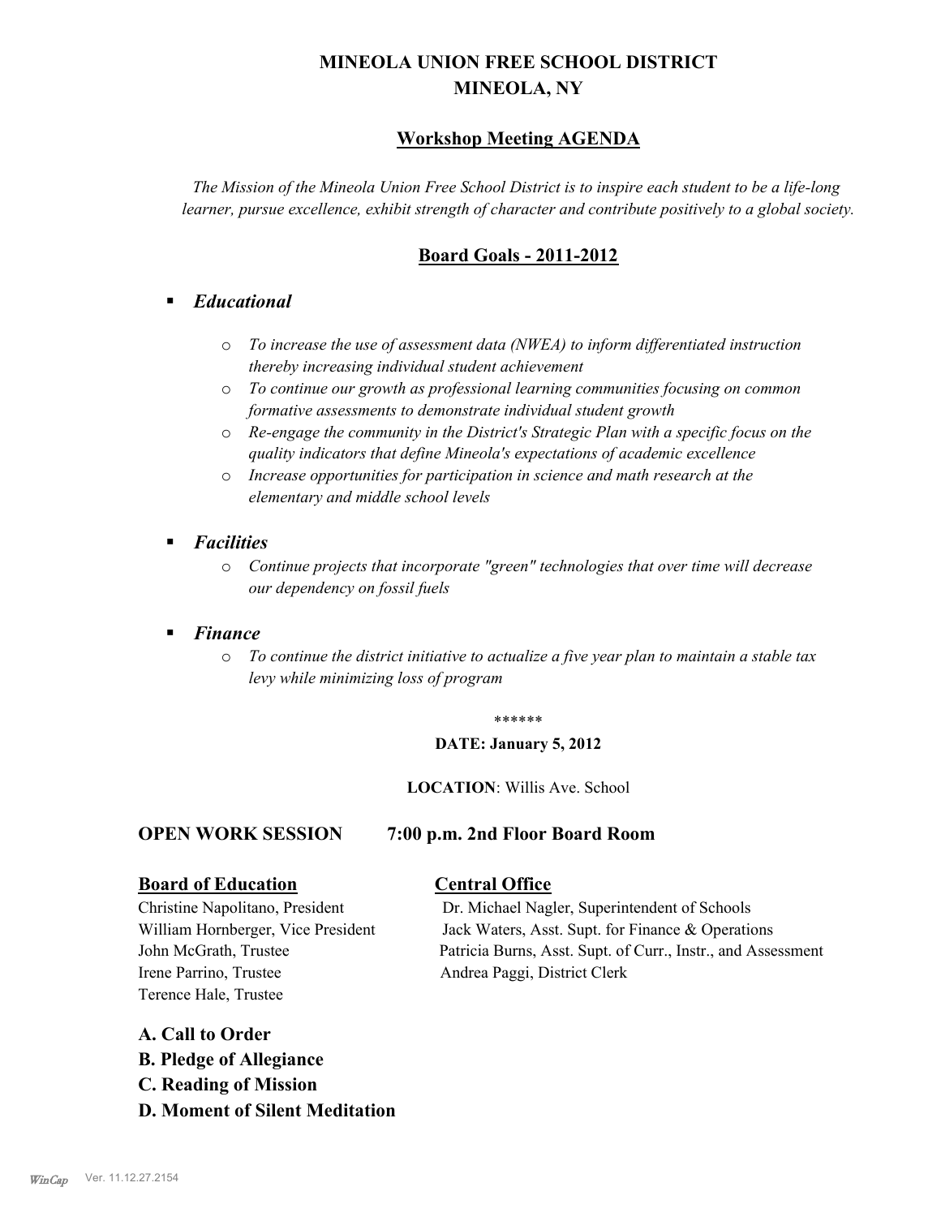# MINEOLA UNION FREE SCHOOL DISTRICT
# MINEOLA, NY

## Workshop Meeting AGENDA

*The Mission of the Mineola Union Free School District is to inspire each student to be a life-long learner, pursue excellence, exhibit strength of character and contribute positively to a global society.*

## Board Goals - 2011-2012

- ***Educational***
  - *To increase the use of assessment data (NWEA) to inform differentiated instruction thereby increasing individual student achievement*
  - *To continue our growth as professional learning communities focusing on common formative assessments to demonstrate individual student growth*
  - *Re-engage the community in the District's Strategic Plan with a specific focus on the quality indicators that define Mineola's expectations of academic excellence*
  - *Increase opportunities for participation in science and math research at the elementary and middle school levels*
- ***Facilities***
  - *Continue projects that incorporate "green" technologies that over time will decrease our dependency on fossil fuels*
- ***Finance***
  - *To continue the district initiative to actualize a five year plan to maintain a stable tax levy while minimizing loss of program*

******

**DATE: January 5, 2012**

**LOCATION**: Willis Ave. School

**OPEN WORK SESSION 7:00 p.m. 2nd Floor Board Room**

**Board of Education**

Christine Napolitano, President
William Hornberger, Vice President
John McGrath, Trustee
Irene Parrino, Trustee
Terence Hale, Trustee

**Central Office**

Dr. Michael Nagler, Superintendent of Schools
Jack Waters, Asst. Supt. for Finance & Operations
Patricia Burns, Asst. Supt. of Curr., Instr., and Assessment
Andrea Paggi, District Clerk

### A. Call to Order
### B. Pledge of Allegiance
### C. Reading of Mission
### D. Moment of Silent Meditation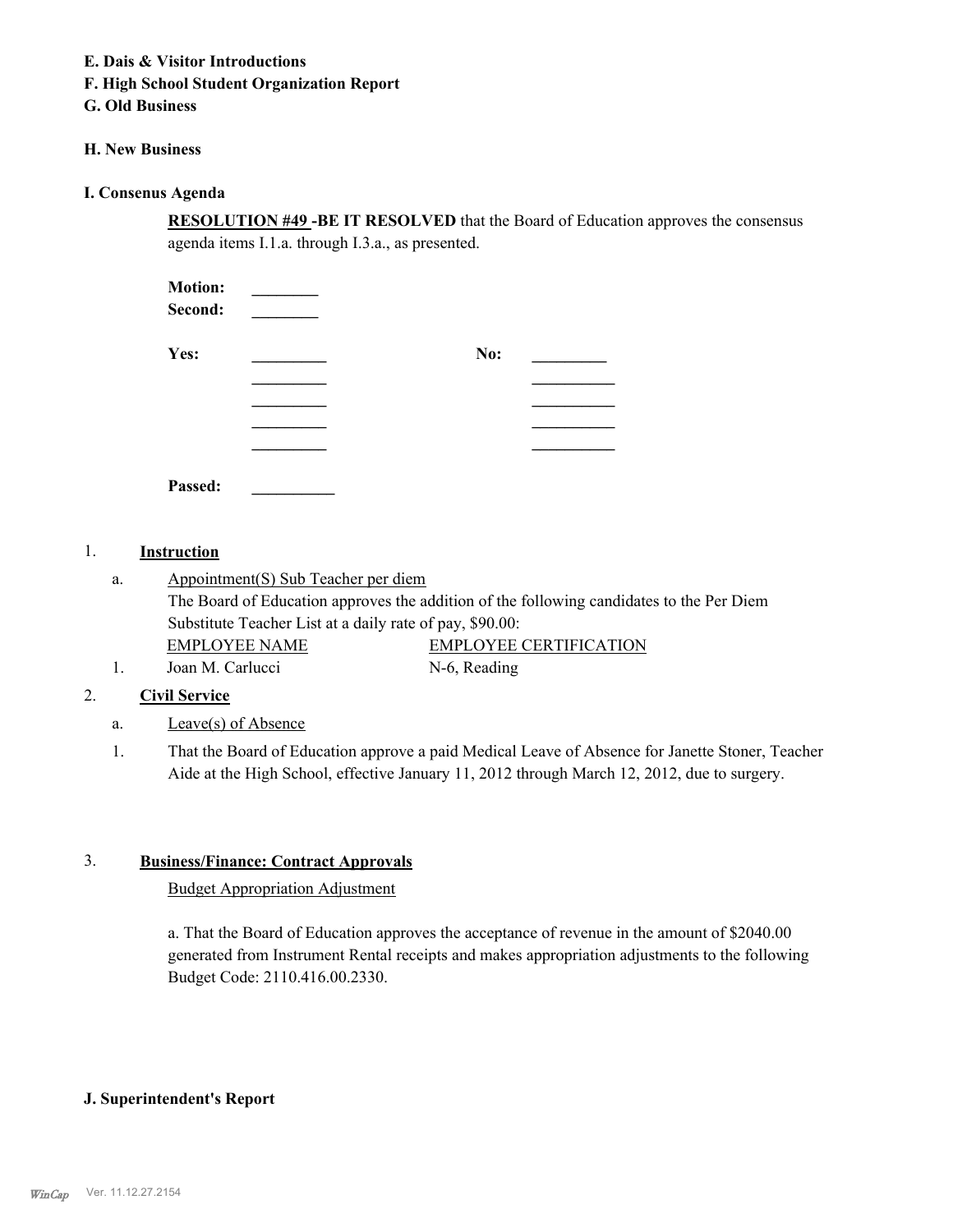**E. Dais & Visitor Introductions**

**F. High School Student Organization Report**

**G. Old Business**

**H. New Business**

**I. Consenus Agenda**

**RESOLUTION #49 -BE IT RESOLVED** that the Board of Education approves the consensus agenda items I.1.a. through I.3.a., as presented.

**Motion:** ________
**Second:** ________

**Yes:** _________ **No:** _________
_________ __________
_________ __________
_________ __________
_________ __________

**Passed:** __________

1. **Instruction**

   a. Appointment(S) Sub Teacher per diem

   The Board of Education approves the addition of the following candidates to the Per Diem Substitute Teacher List at a daily rate of pay, $90.00:

   | | EMPLOYEE NAME | EMPLOYEE CERTIFICATION |
   |---|---|---|
   | 1. | Joan M. Carlucci | N-6, Reading |

2. **Civil Service**

   a. Leave(s) of Absence

   1. That the Board of Education approve a paid Medical Leave of Absence for Janette Stoner, Teacher Aide at the High School, effective January 11, 2012 through March 12, 2012, due to surgery.

3. **Business/Finance: Contract Approvals**

   Budget Appropriation Adjustment

   a. That the Board of Education approves the acceptance of revenue in the amount of $2040.00 generated from Instrument Rental receipts and makes appropriation adjustments to the following Budget Code: 2110.416.00.2330.

**J. Superintendent's Report**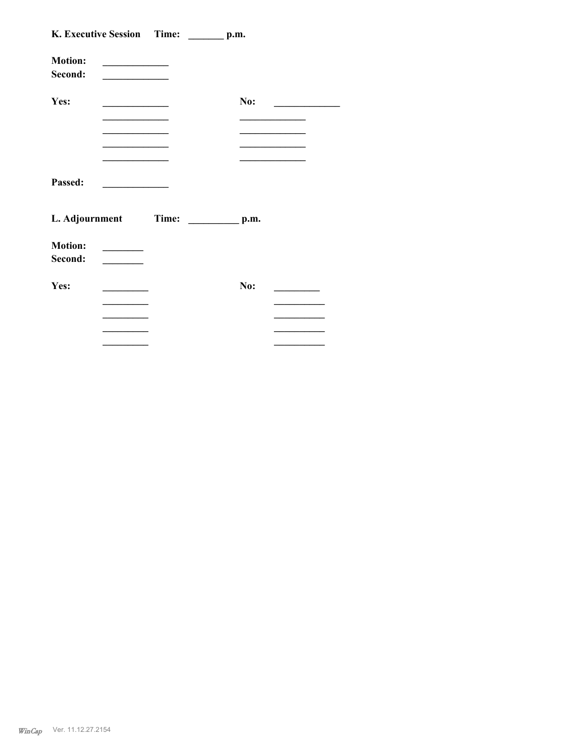**K. Executive Session Time: _______ p.m.**

**Motion:** _____________
**Second:** _____________

| | | | |
|---|---|---|---|
| **Yes:** | _____________ | **No:** | _____________ |
| | _____________ | | _____________ |
| | _____________ | | _____________ |
| | _____________ | | _____________ |
| | _____________ | | _____________ |

**Passed:** _____________

**L. Adjournment Time: __________ p.m.**

**Motion:** ________
**Second:** ________

| | | | |
|---|---|---|---|
| **Yes:** | _________ | **No:** | _________ |
| | _________ | | __________ |
| | _________ | | __________ |
| | _________ | | __________ |
| | _________ | | __________ |

*WinCap* Ver. 11.12.27.2154